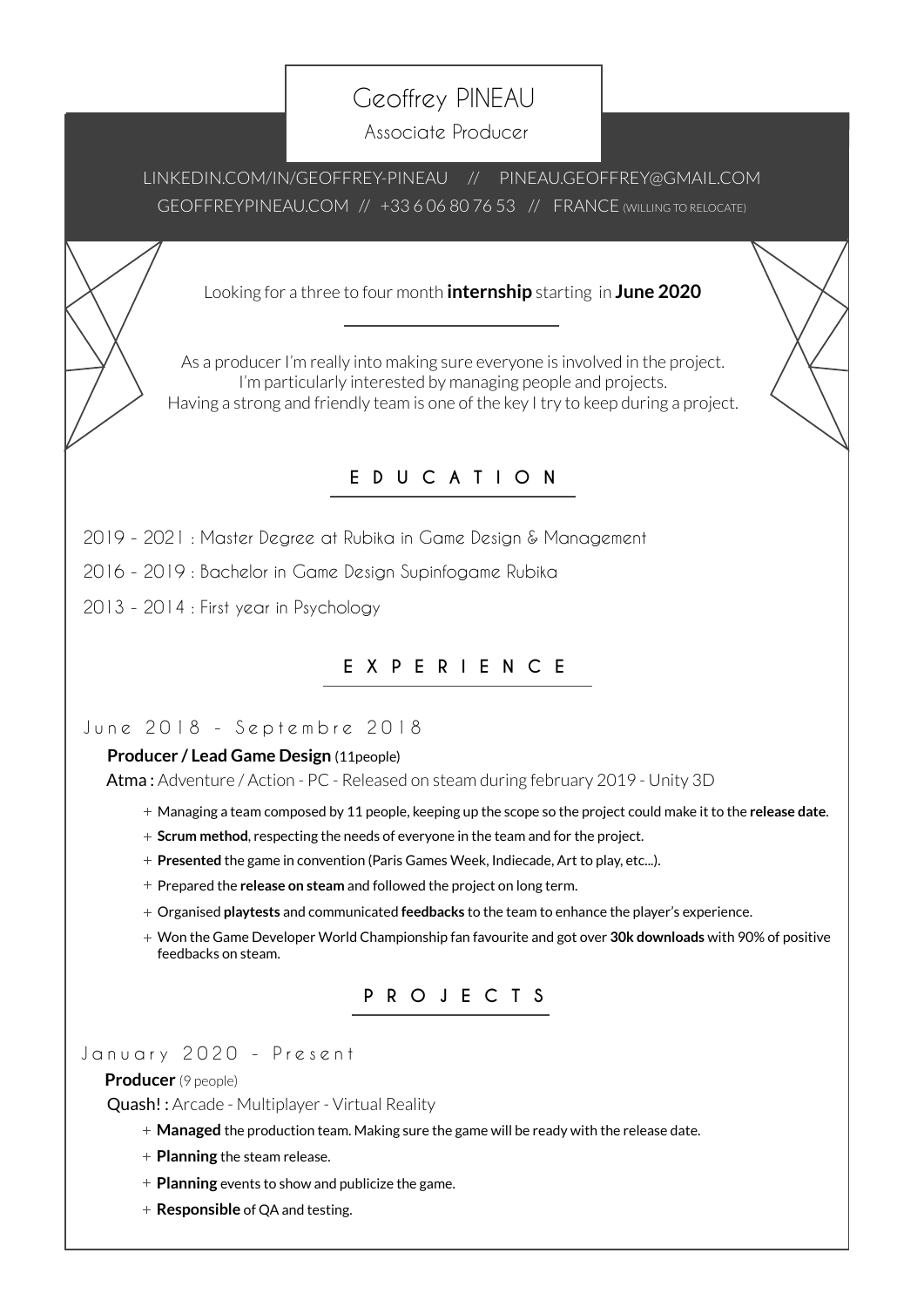# Geoffrey PINEAU

Associate Producer

LINKEDIN.COM/IN/GEOFFREY-PINEAU // PINEAU.GEOFFREY@GMAIL.COM
GEOFFREYPINEAU.COM // +33 6 06 80 76 53 // FRANCE (WILLING TO RELOCATE)

Looking for a three to four month **internship** starting in **June 2020**

As a producer I'm really into making sure everyone is involved in the project.
I'm particularly interested by managing people and projects.
Having a strong and friendly team is one of the key I try to keep during a project.

## EDUCATION

2019 - 2021 : Master Degree at Rubika in Game Design & Management

2016 - 2019 : Bachelor in Game Design Supinfogame Rubika

2013 - 2014 : First year in Psychology

## EXPERIENCE

June 2018 - Septembre 2018

**Producer / Lead Game Design** (11people)

**Atma :** Adventure / Action - PC - Released on steam during february 2019 - Unity 3D

- Managing a team composed by 11 people, keeping up the scope so the project could make it to the **release date**.
- **Scrum method**, respecting the needs of everyone in the team and for the project.
- **Presented** the game in convention (Paris Games Week, Indiecade, Art to play, etc...).
- Prepared the **release on steam** and followed the project on long term.
- Organised **playtests** and communicated **feedbacks** to the team to enhance the player's experience.
- Won the Game Developer World Championship fan favourite and got over **30k downloads** with 90% of positive feedbacks on steam.

## PROJECTS

January 2020 - Present

**Producer** (9 people)

**Quash! :** Arcade - Multiplayer - Virtual Reality

- **Managed** the production team. Making sure the game will be ready with the release date.
- **Planning** the steam release.
- **Planning** events to show and publicize the game.
- **Responsible** of QA and testing.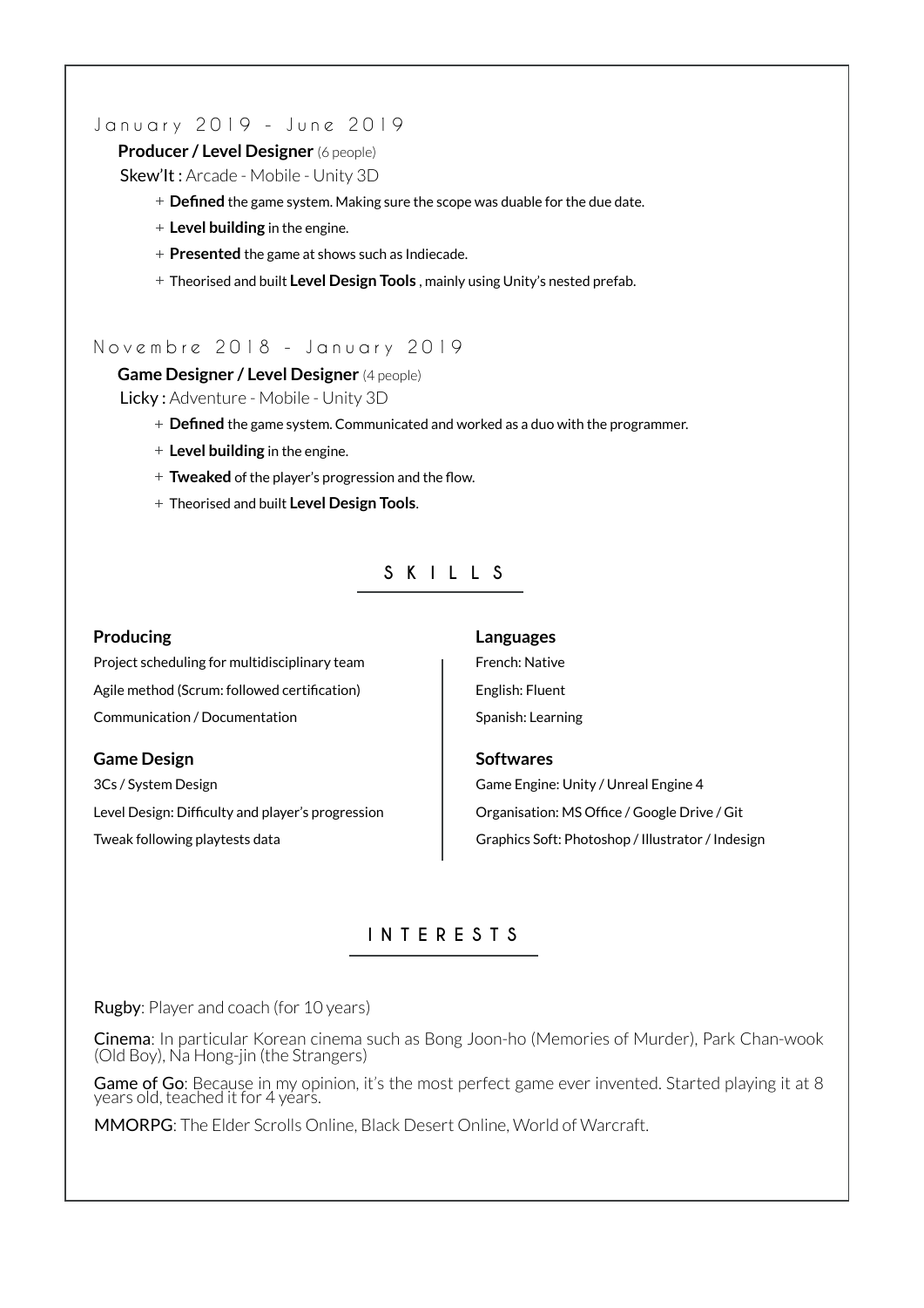January 2019 - June 2019

**Producer / Level Designer** (6 people)

Skew'It : Arcade - Mobile - Unity 3D

+ **Defined** the game system. Making sure the scope was duable for the due date.
+ **Level building** in the engine.
+ **Presented** the game at shows such as Indiecade.
+ Theorised and built **Level Design Tools** , mainly using Unity's nested prefab.

Novembre 2018 - January 2019

**Game Designer / Level Designer** (4 people)

Licky : Adventure - Mobile - Unity 3D

+ **Defined** the game system. Communicated and worked as a duo with the programmer.
+ **Level building** in the engine.
+ **Tweaked** of the player's progression and the flow.
+ Theorised and built **Level Design Tools**.

## SKILLS

### Producing

Project scheduling for multidisciplinary team

Agile method (Scrum: followed certification)

Communication / Documentation

### Game Design

3Cs / System Design

Level Design: Difficulty and player's progression

Tweak following playtests data

### Languages

French: Native

English: Fluent

Spanish: Learning

### Softwares

Game Engine: Unity / Unreal Engine 4

Organisation: MS Office / Google Drive / Git

Graphics Soft: Photoshop / Illustrator / Indesign

## INTERESTS

Rugby: Player and coach (for 10 years)

Cinema: In particular Korean cinema such as Bong Joon-ho (Memories of Murder), Park Chan-wook (Old Boy), Na Hong-jin (the Strangers)

Game of Go: Because in my opinion, it's the most perfect game ever invented. Started playing it at 8 years old, teached it for 4 years.

MMORPG: The Elder Scrolls Online, Black Desert Online, World of Warcraft.